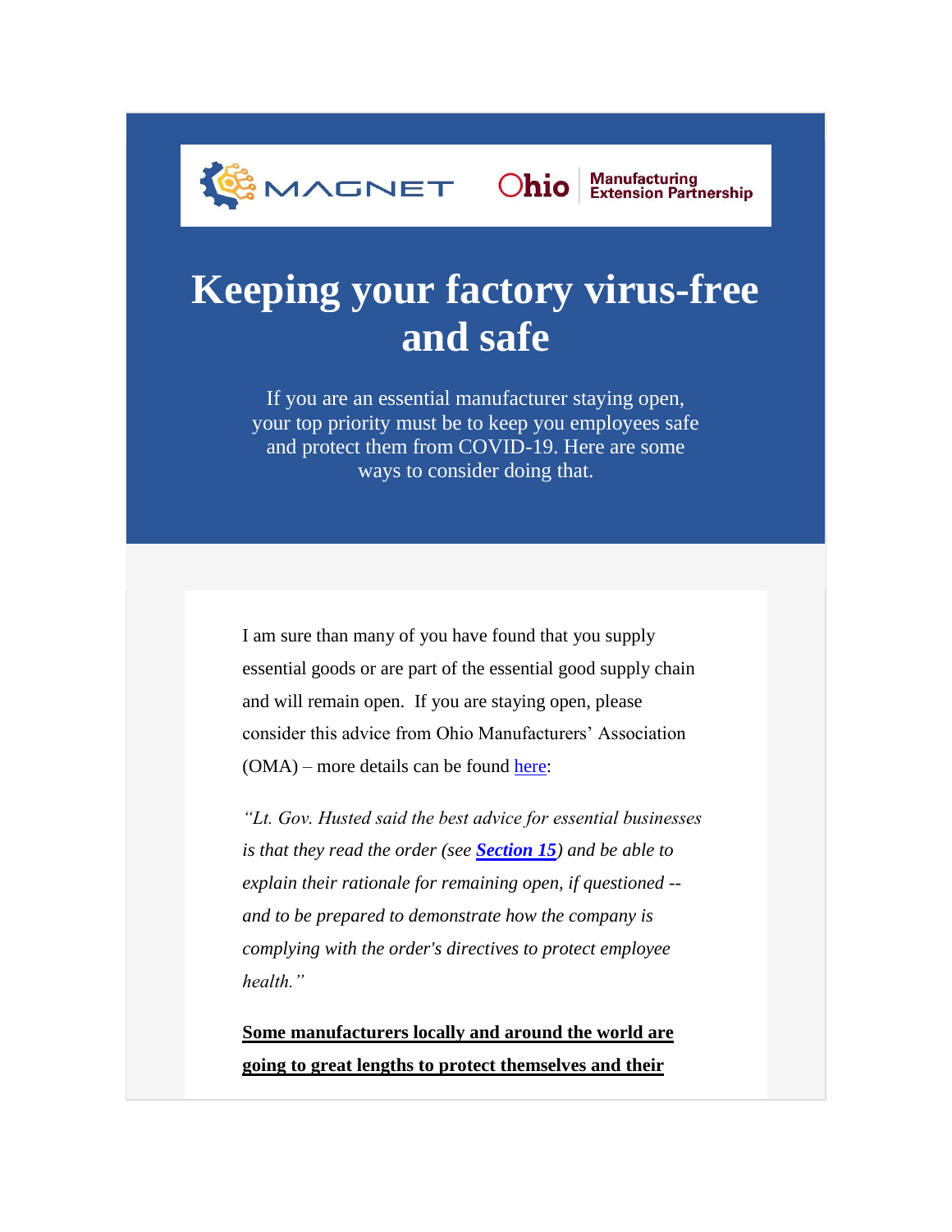MAGNET | Ohio Manufacturing Extension Partnership

# Keeping your factory virus-free and safe

If you are an essential manufacturer staying open, your top priority must be to keep you employees safe and protect them from COVID-19. Here are some ways to consider doing that.

I am sure than many of you have found that you supply essential goods or are part of the essential good supply chain and will remain open. If you are staying open, please consider this advice from Ohio Manufacturers' Association (OMA) – more details can be found here:

*"Lt. Gov. Husted said the best advice for essential businesses is that they read the order (see **Section 15**) and be able to explain their rationale for remaining open, if questioned -- and to be prepared to demonstrate how the company is complying with the order's directives to protect employee health."*

**Some manufacturers locally and around the world are going to great lengths to protect themselves and their**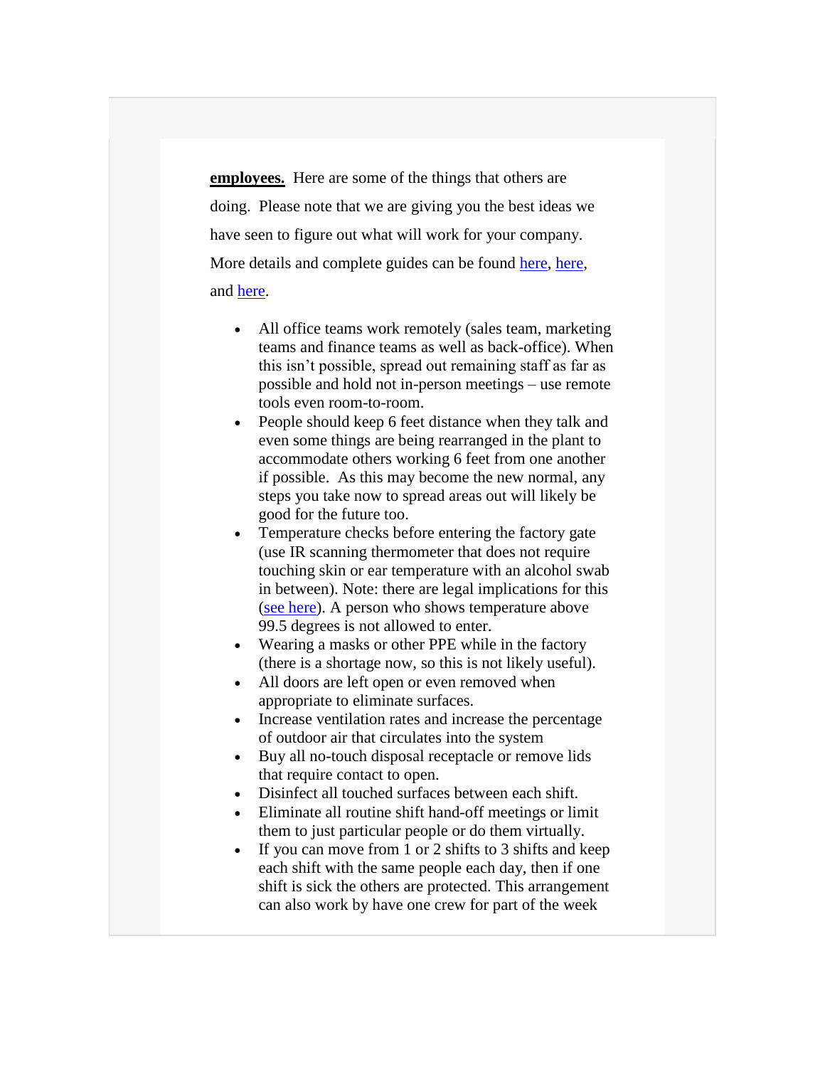**employees.** Here are some of the things that others are doing. Please note that we are giving you the best ideas we have seen to figure out what will work for your company. More details and complete guides can be found here, here, and here.

- All office teams work remotely (sales team, marketing teams and finance teams as well as back-office). When this isn't possible, spread out remaining staff as far as possible and hold not in-person meetings – use remote tools even room-to-room.
- People should keep 6 feet distance when they talk and even some things are being rearranged in the plant to accommodate others working 6 feet from one another if possible. As this may become the new normal, any steps you take now to spread areas out will likely be good for the future too.
- Temperature checks before entering the factory gate (use IR scanning thermometer that does not require touching skin or ear temperature with an alcohol swab in between). Note: there are legal implications for this (see here). A person who shows temperature above 99.5 degrees is not allowed to enter.
- Wearing a masks or other PPE while in the factory (there is a shortage now, so this is not likely useful).
- All doors are left open or even removed when appropriate to eliminate surfaces.
- Increase ventilation rates and increase the percentage of outdoor air that circulates into the system
- Buy all no-touch disposal receptacle or remove lids that require contact to open.
- Disinfect all touched surfaces between each shift.
- Eliminate all routine shift hand-off meetings or limit them to just particular people or do them virtually.
- If you can move from 1 or 2 shifts to 3 shifts and keep each shift with the same people each day, then if one shift is sick the others are protected. This arrangement can also work by have one crew for part of the week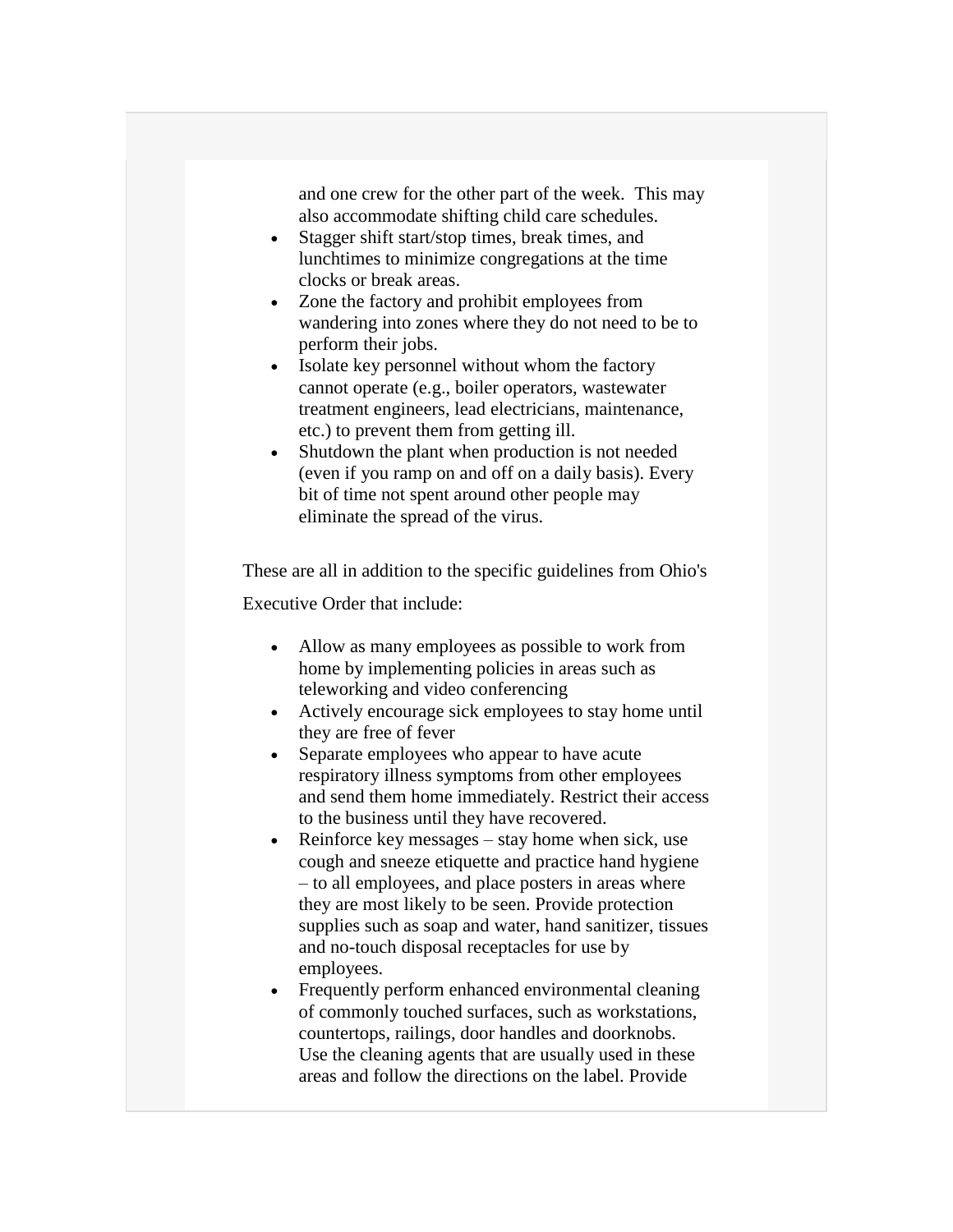and one crew for the other part of the week. This may also accommodate shifting child care schedules.

- Stagger shift start/stop times, break times, and lunchtimes to minimize congregations at the time clocks or break areas.
- Zone the factory and prohibit employees from wandering into zones where they do not need to be to perform their jobs.
- Isolate key personnel without whom the factory cannot operate (e.g., boiler operators, wastewater treatment engineers, lead electricians, maintenance, etc.) to prevent them from getting ill.
- Shutdown the plant when production is not needed (even if you ramp on and off on a daily basis). Every bit of time not spent around other people may eliminate the spread of the virus.

These are all in addition to the specific guidelines from Ohio's Executive Order that include:

- Allow as many employees as possible to work from home by implementing policies in areas such as teleworking and video conferencing
- Actively encourage sick employees to stay home until they are free of fever
- Separate employees who appear to have acute respiratory illness symptoms from other employees and send them home immediately. Restrict their access to the business until they have recovered.
- Reinforce key messages – stay home when sick, use cough and sneeze etiquette and practice hand hygiene – to all employees, and place posters in areas where they are most likely to be seen. Provide protection supplies such as soap and water, hand sanitizer, tissues and no-touch disposal receptacles for use by employees.
- Frequently perform enhanced environmental cleaning of commonly touched surfaces, such as workstations, countertops, railings, door handles and doorknobs. Use the cleaning agents that are usually used in these areas and follow the directions on the label. Provide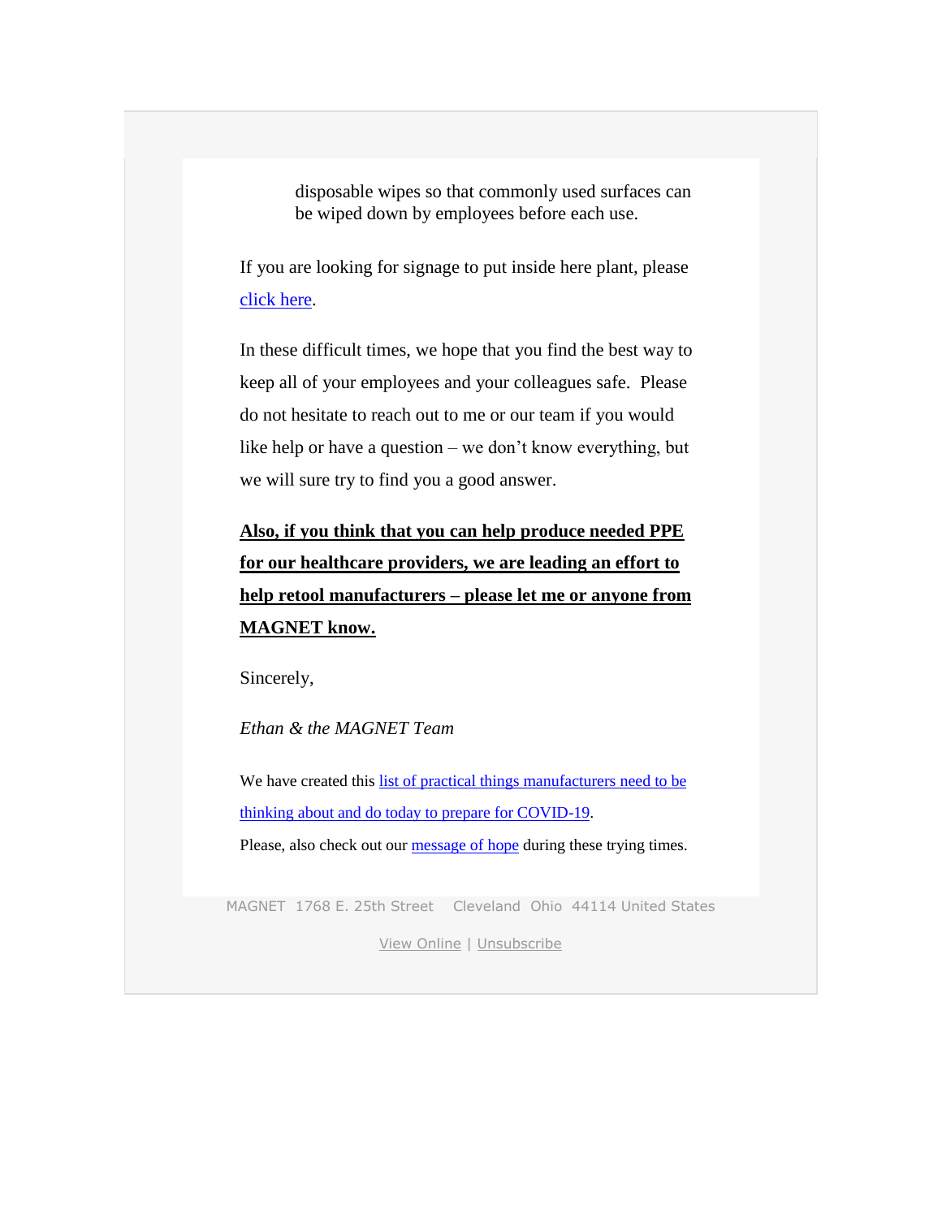disposable wipes so that commonly used surfaces can be wiped down by employees before each use.

If you are looking for signage to put inside here plant, please click here.

In these difficult times, we hope that you find the best way to keep all of your employees and your colleagues safe.  Please do not hesitate to reach out to me or our team if you would like help or have a question – we don't know everything, but we will sure try to find you a good answer.

**Also, if you think that you can help produce needed PPE for our healthcare providers, we are leading an effort to help retool manufacturers – please let me or anyone from MAGNET know.**

Sincerely,

*Ethan & the MAGNET Team*

We have created this list of practical things manufacturers need to be thinking about and do today to prepare for COVID-19.

Please, also check out our message of hope during these trying times.

MAGNET 1768 E. 25th Street Cleveland Ohio 44114 United States

View Online | Unsubscribe